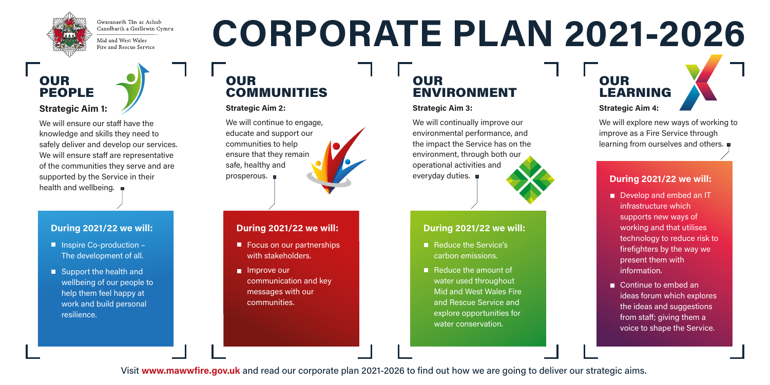Gwasanaeth Tân ac Achub Canolbarth a Gorllewin Cymru

Mid and West Wales Fire and Rescue Service

# CORPORATE PLAN 2021-2026

## OUR PEOPLE

**Strategic Aim 1:**

We will ensure our staff have the knowledge and skills they need to safely deliver and develop our services. We will ensure staff are representative of the communities they serve and are supported by the Service in their health and wellbeing.

### During 2021/22 we will:

- Inspire Co-production – The development of all.
- Support the health and wellbeing of our people to help them feel happy at work and build personal resilience.

## OUR COMMUNITIES

**Strategic Aim 2:**

We will continue to engage, educate and support our communities to help ensure that they remain safe, healthy and prosperous.

### During 2021/22 we will:

- Focus on our partnerships with stakeholders.
- Improve our communication and key messages with our communities.

## OUR ENVIRONMENT

**Strategic Aim 3:**

We will continually improve our environmental performance, and the impact the Service has on the environment, through both our operational activities and everyday duties.

### During 2021/22 we will:

- Reduce the Service's carbon emissions.
- Reduce the amount of water used throughout Mid and West Wales Fire and Rescue Service and explore opportunities for water conservation.

## OUR LEARNING

**Strategic Aim 4:**

We will explore new ways of working to improve as a Fire Service through learning from ourselves and others.

### During 2021/22 we will:

- Develop and embed an IT infrastructure which supports new ways of working and that utilises technology to reduce risk to firefighters by the way we present them with information.
- Continue to embed an ideas forum which explores the ideas and suggestions from staff; giving them a voice to shape the Service.

Visit **www.mawwfire.gov.uk** and read our corporate plan 2021-2026 to find out how we are going to deliver our strategic aims.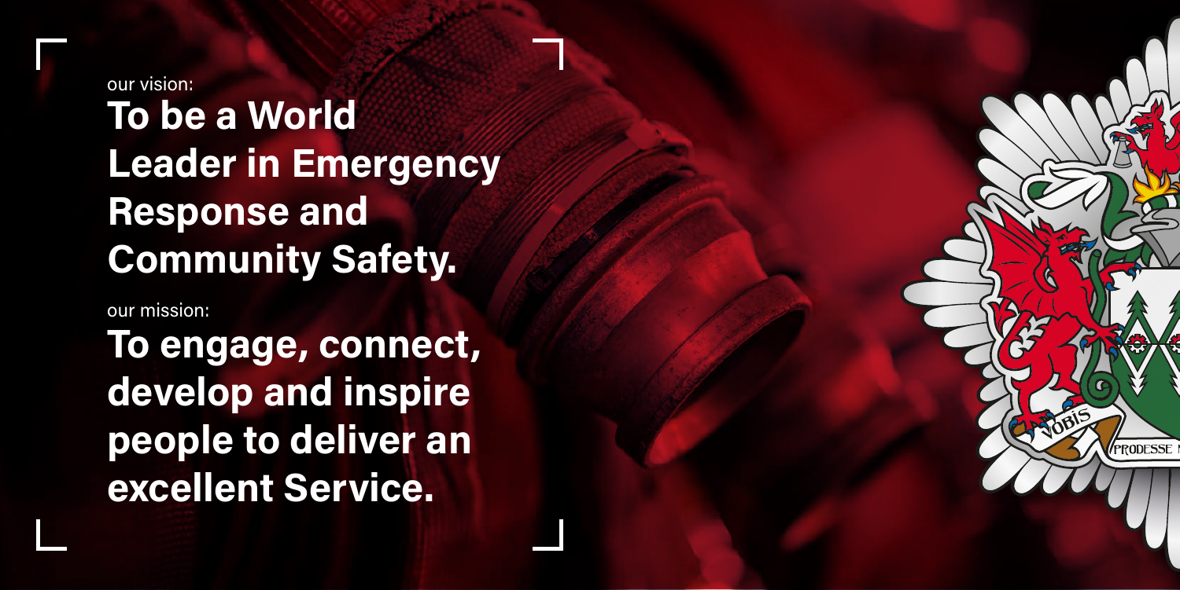our vision:

## To be a World Leader in Emergency Response and Community Safety.

our mission:

## To engage, connect, develop and inspire people to deliver an excellent Service.